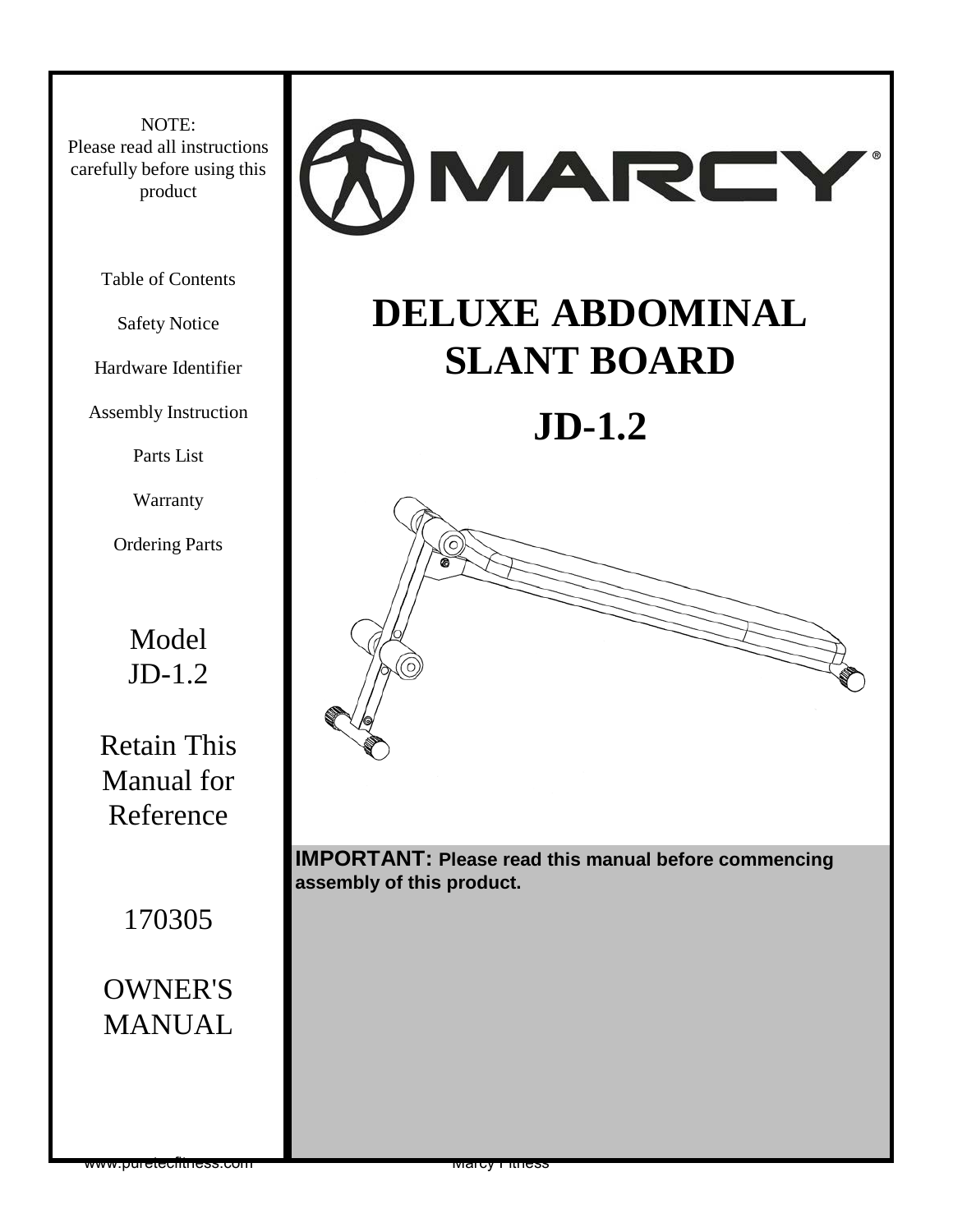NOTE:
Please read all instructions carefully before using this product

Table of Contents

Safety Notice

Hardware Identifier

Assembly Instruction

Parts List

Warranty

Ordering Parts

Model
JD-1.2

Retain This Manual for Reference

170305

OWNER'S MANUAL

# MARCY

# DELUXE ABDOMINAL SLANT BOARD

# JD-1.2

**IMPORTANT: Please read this manual before commencing assembly of this product.**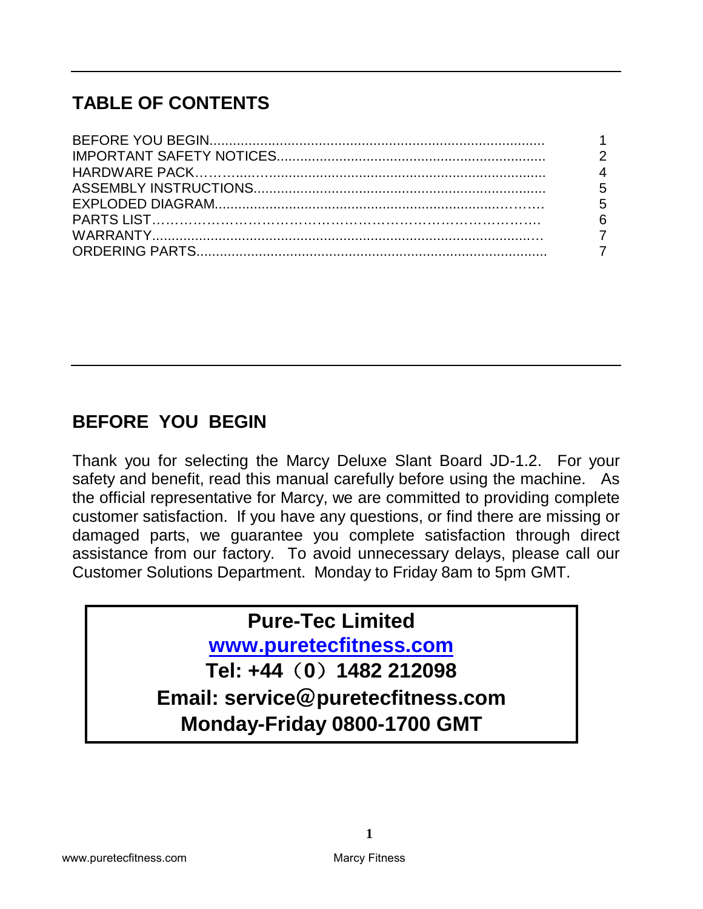## TABLE OF CONTENTS

| | |
|---|---|
| BEFORE YOU BEGIN | 1 |
| IMPORTANT SAFETY NOTICES | 2 |
| HARDWARE PACK | 4 |
| ASSEMBLY INSTRUCTIONS | 5 |
| EXPLODED DIAGRAM | 5 |
| PARTS LIST | 6 |
| WARRANTY | 7 |
| ORDERING PARTS | 7 |

## BEFORE YOU BEGIN

Thank you for selecting the Marcy Deluxe Slant Board JD-1.2. For your safety and benefit, read this manual carefully before using the machine. As the official representative for Marcy, we are committed to providing complete customer satisfaction. If you have any questions, or find there are missing or damaged parts, we guarantee you complete satisfaction through direct assistance from our factory. To avoid unnecessary delays, please call our Customer Solutions Department. Monday to Friday 8am to 5pm GMT.

**Pure-Tec Limited**
**www.puretecfitness.com**
**Tel: +44（0）1482 212098**
**Email: service@puretecfitness.com**
**Monday-Friday 0800-1700 GMT**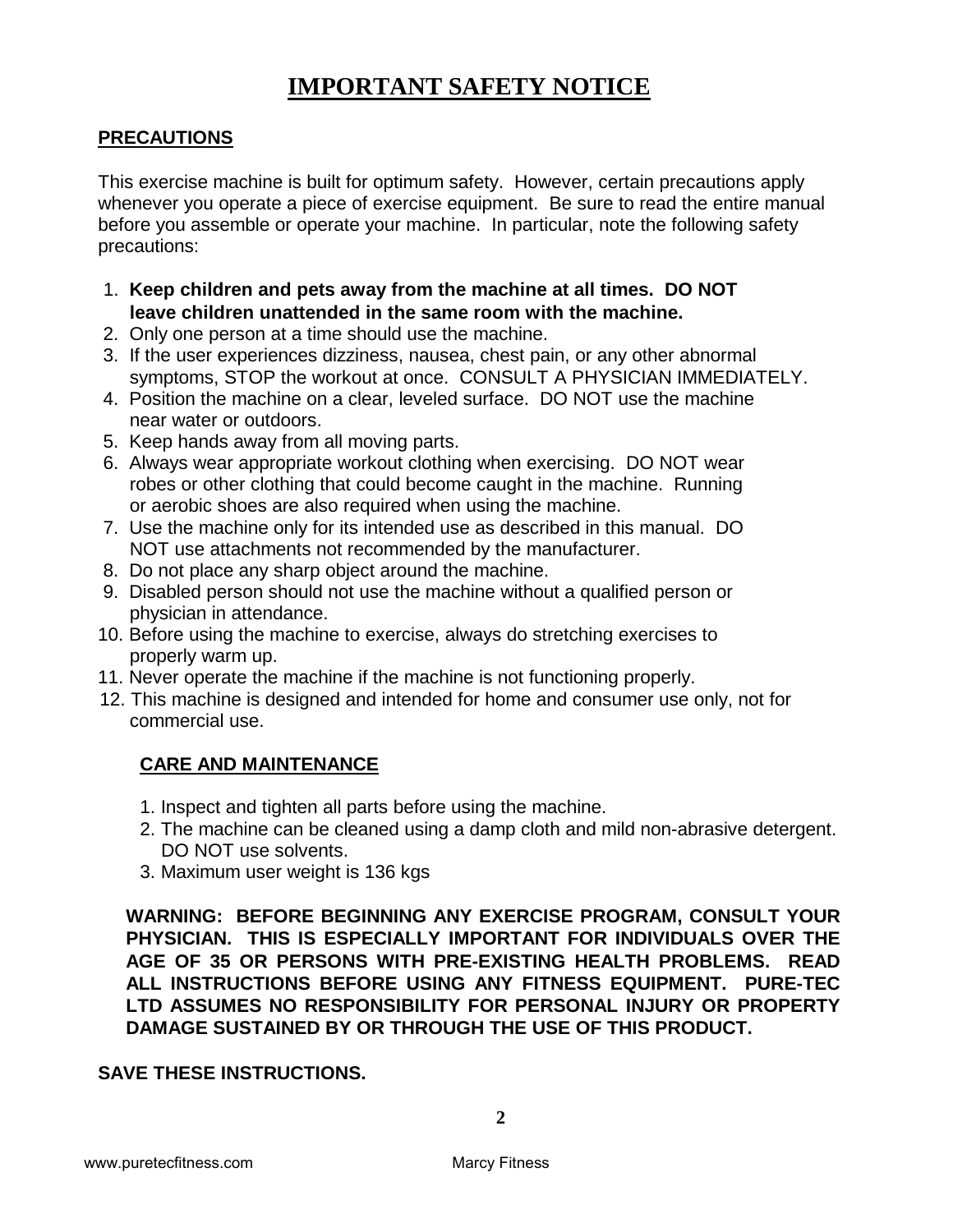# IMPORTANT SAFETY NOTICE

## PRECAUTIONS

This exercise machine is built for optimum safety. However, certain precautions apply whenever you operate a piece of exercise equipment. Be sure to read the entire manual before you assemble or operate your machine. In particular, note the following safety precautions:

1. **Keep children and pets away from the machine at all times. DO NOT leave children unattended in the same room with the machine.**
2. Only one person at a time should use the machine.
3. If the user experiences dizziness, nausea, chest pain, or any other abnormal symptoms, STOP the workout at once. CONSULT A PHYSICIAN IMMEDIATELY.
4. Position the machine on a clear, leveled surface. DO NOT use the machine near water or outdoors.
5. Keep hands away from all moving parts.
6. Always wear appropriate workout clothing when exercising. DO NOT wear robes or other clothing that could become caught in the machine. Running or aerobic shoes are also required when using the machine.
7. Use the machine only for its intended use as described in this manual. DO NOT use attachments not recommended by the manufacturer.
8. Do not place any sharp object around the machine.
9. Disabled person should not use the machine without a qualified person or physician in attendance.
10. Before using the machine to exercise, always do stretching exercises to properly warm up.
11. Never operate the machine if the machine is not functioning properly.
12. This machine is designed and intended for home and consumer use only, not for commercial use.

## CARE AND MAINTENANCE

1. Inspect and tighten all parts before using the machine.
2. The machine can be cleaned using a damp cloth and mild non-abrasive detergent. DO NOT use solvents.
3. Maximum user weight is 136 kgs

**WARNING: BEFORE BEGINNING ANY EXERCISE PROGRAM, CONSULT YOUR PHYSICIAN. THIS IS ESPECIALLY IMPORTANT FOR INDIVIDUALS OVER THE AGE OF 35 OR PERSONS WITH PRE-EXISTING HEALTH PROBLEMS. READ ALL INSTRUCTIONS BEFORE USING ANY FITNESS EQUIPMENT. PURE-TEC LTD ASSUMES NO RESPONSIBILITY FOR PERSONAL INJURY OR PROPERTY DAMAGE SUSTAINED BY OR THROUGH THE USE OF THIS PRODUCT.**

**SAVE THESE INSTRUCTIONS.**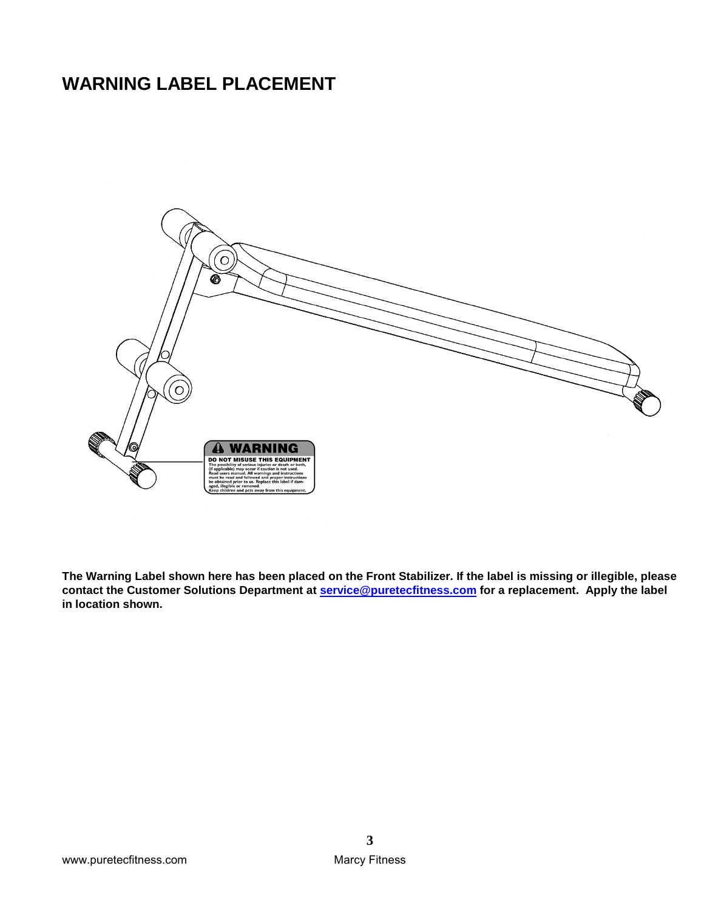# WARNING LABEL PLACEMENT

**The Warning Label shown here has been placed on the Front Stabilizer. If the label is missing or illegible, please contact the Customer Solutions Department at service@puretecfitness.com for a replacement. Apply the label in location shown.**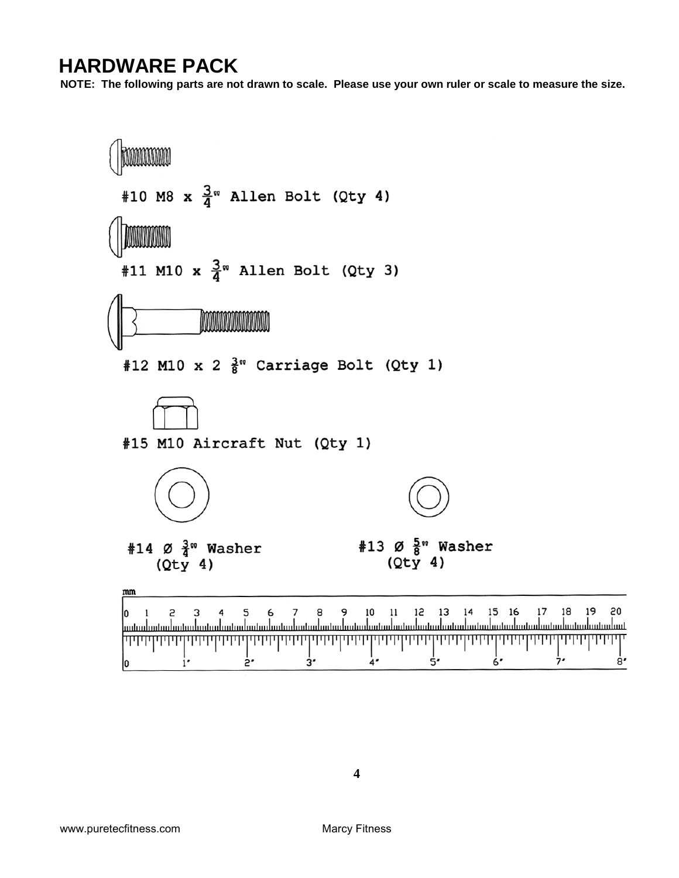# HARDWARE PACK

**NOTE: The following parts are not drawn to scale. Please use your own ruler or scale to measure the size.**

#10 M8 x $\frac{3}{4}$" Allen Bolt (Qty 4)

#11 M10 x $\frac{3}{4}$" Allen Bolt (Qty 3)

#12 M10 x 2 $\frac{3}{8}$" Carriage Bolt (Qty 1)

#15 M10 Aircraft Nut (Qty 1)

#14 Ø $\frac{3}{4}$" Washer (Qty 4)

#13 Ø $\frac{5}{8}$" Washer (Qty 4)

mm

0 1 2 3 4 5 6 7 8 9 10 11 12 13 14 15 16 17 18 19 20

0 1" 2" 3" 4" 5" 6" 7" 8"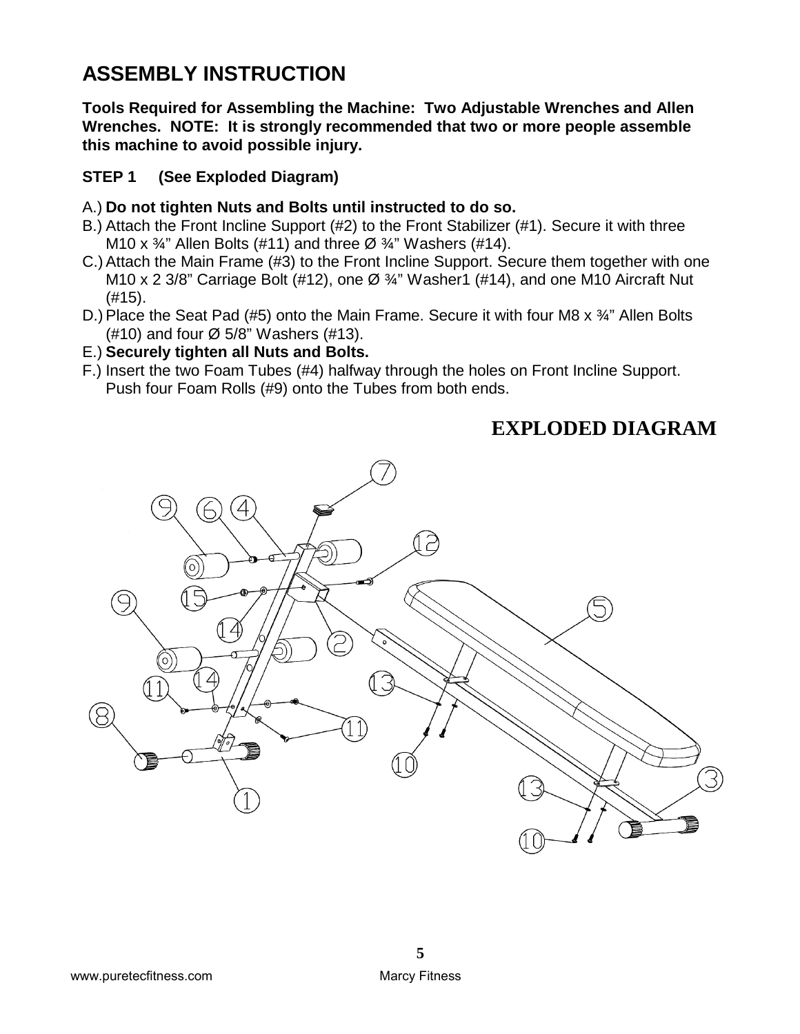# ASSEMBLY INSTRUCTION

**Tools Required for Assembling the Machine: Two Adjustable Wrenches and Allen Wrenches. NOTE: It is strongly recommended that two or more people assemble this machine to avoid possible injury.**

**STEP 1 (See Exploded Diagram)**

A.) **Do not tighten Nuts and Bolts until instructed to do so.**
B.) Attach the Front Incline Support (#2) to the Front Stabilizer (#1). Secure it with three M10 x ¾" Allen Bolts (#11) and three Ø ¾" Washers (#14).
C.) Attach the Main Frame (#3) to the Front Incline Support. Secure them together with one M10 x 2 3/8" Carriage Bolt (#12), one Ø ¾" Washer1 (#14), and one M10 Aircraft Nut (#15).
D.) Place the Seat Pad (#5) onto the Main Frame. Secure it with four M8 x ¾" Allen Bolts (#10) and four Ø 5/8" Washers (#13).
E.) **Securely tighten all Nuts and Bolts.**
F.) Insert the two Foam Tubes (#4) halfway through the holes on Front Incline Support. Push four Foam Rolls (#9) onto the Tubes from both ends.

## EXPLODED DIAGRAM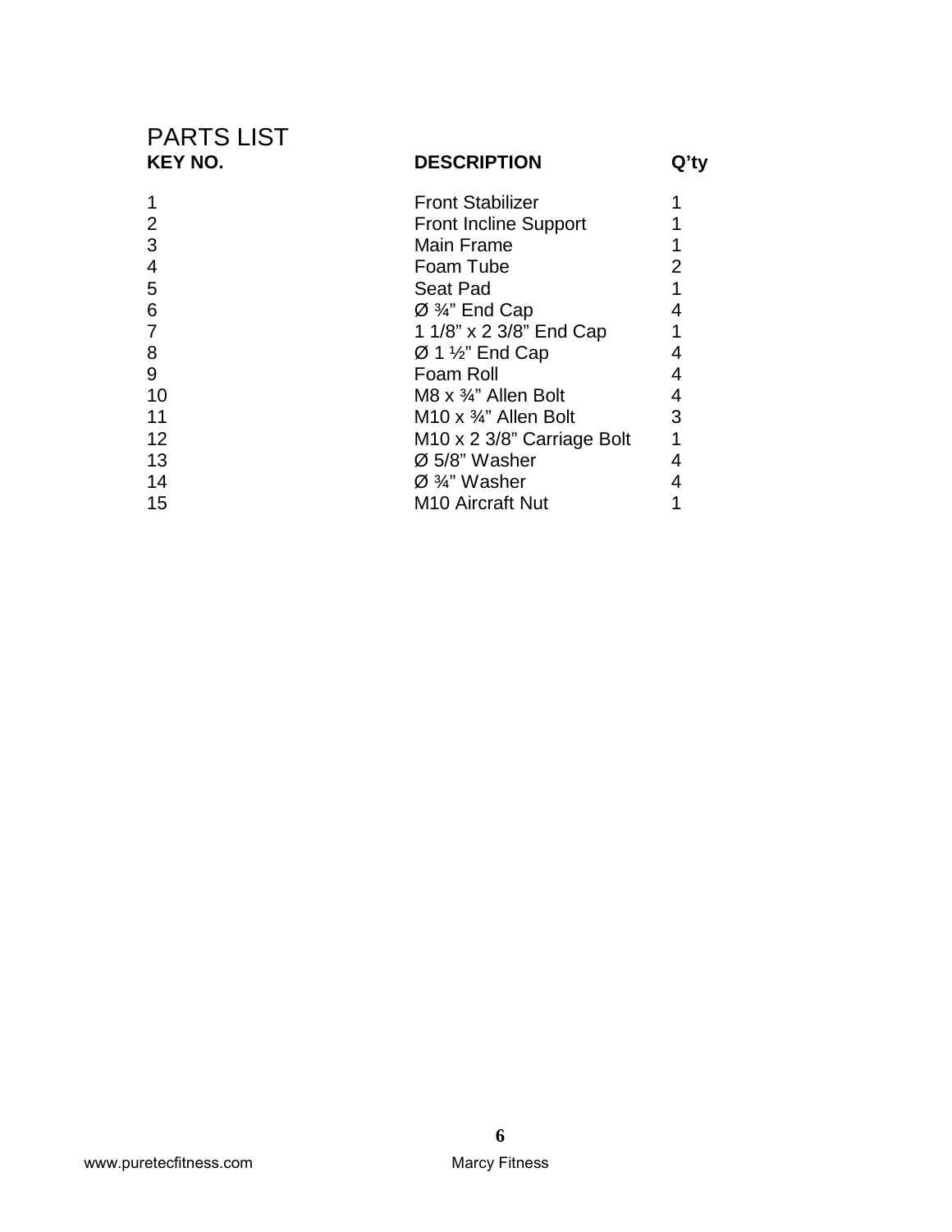# PARTS LIST

| KEY NO. | DESCRIPTION | Q'ty |
|---|---|---|
| 1 | Front Stabilizer | 1 |
| 2 | Front Incline Support | 1 |
| 3 | Main Frame | 1 |
| 4 | Foam Tube | 2 |
| 5 | Seat Pad | 1 |
| 6 | Ø ¾" End Cap | 4 |
| 7 | 1 1/8" x 2 3/8" End Cap | 1 |
| 8 | Ø 1 ½" End Cap | 4 |
| 9 | Foam Roll | 4 |
| 10 | M8 x ¾" Allen Bolt | 4 |
| 11 | M10 x ¾" Allen Bolt | 3 |
| 12 | M10 x 2 3/8" Carriage Bolt | 1 |
| 13 | Ø 5/8" Washer | 4 |
| 14 | Ø ¾" Washer | 4 |
| 15 | M10 Aircraft Nut | 1 |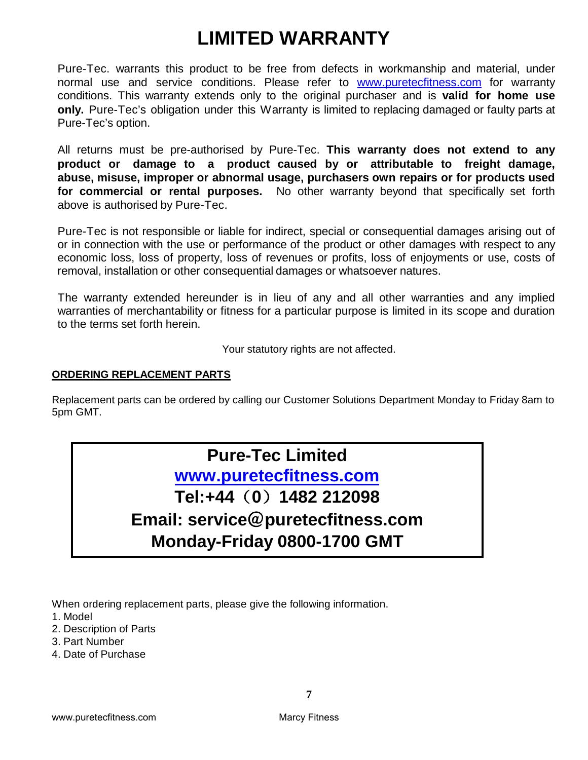# LIMITED WARRANTY

Pure-Tec. warrants this product to be free from defects in workmanship and material, under normal use and service conditions. Please refer to www.puretecfitness.com for warranty conditions. This warranty extends only to the original purchaser and is **valid for home use only.** Pure-Tec's obligation under this Warranty is limited to replacing damaged or faulty parts at Pure-Tec's option.

All returns must be pre-authorised by Pure-Tec. **This warranty does not extend to any product or damage to a product caused by or attributable to freight damage, abuse, misuse, improper or abnormal usage, purchasers own repairs or for products used for commercial or rental purposes.** No other warranty beyond that specifically set forth above is authorised by Pure-Tec.

Pure-Tec is not responsible or liable for indirect, special or consequential damages arising out of or in connection with the use or performance of the product or other damages with respect to any economic loss, loss of property, loss of revenues or profits, loss of enjoyments or use, costs of removal, installation or other consequential damages or whatsoever natures.

The warranty extended hereunder is in lieu of any and all other warranties and any implied warranties of merchantability or fitness for a particular purpose is limited in its scope and duration to the terms set forth herein.

Your statutory rights are not affected.

**ORDERING REPLACEMENT PARTS**

Replacement parts can be ordered by calling our Customer Solutions Department Monday to Friday 8am to 5pm GMT.

**Pure-Tec Limited**
**www.puretecfitness.com**
**Tel:+44（0）1482 212098**
**Email: service@puretecfitness.com**
**Monday-Friday 0800-1700 GMT**

When ordering replacement parts, please give the following information.

1. Model
2. Description of Parts
3. Part Number
4. Date of Purchase